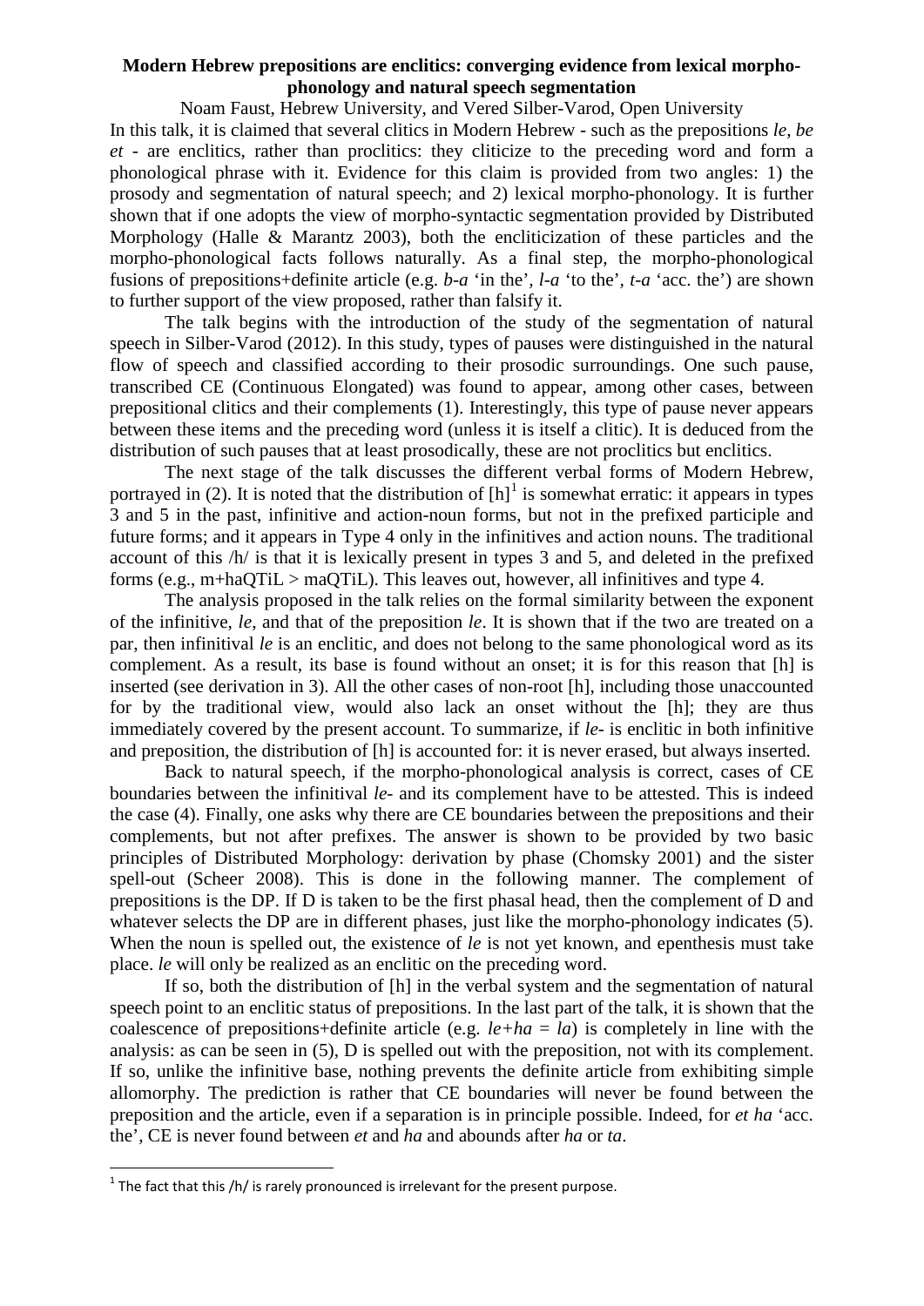# Modern Hebrew prepositions are enclitics: converging evidence from lexical morpho-phonology and natural speech segmentation

Noam Faust, Hebrew University, and Vered Silber-Varod, Open University

In this talk, it is claimed that several clitics in Modern Hebrew - such as the prepositions *le*, *be et* - are enclitics, rather than proclitics: they cliticize to the preceding word and form a phonological phrase with it. Evidence for this claim is provided from two angles: 1) the prosody and segmentation of natural speech; and 2) lexical morpho-phonology. It is further shown that if one adopts the view of morpho-syntactic segmentation provided by Distributed Morphology (Halle & Marantz 2003), both the encliticization of these particles and the morpho-phonological facts follows naturally. As a final step, the morpho-phonological fusions of prepositions+definite article (e.g. *b-a* 'in the', *l-a* 'to the', *t-a* 'acc. the') are shown to further support of the view proposed, rather than falsify it.

The talk begins with the introduction of the study of the segmentation of natural speech in Silber-Varod (2012). In this study, types of pauses were distinguished in the natural flow of speech and classified according to their prosodic surroundings. One such pause, transcribed CE (Continuous Elongated) was found to appear, among other cases, between prepositional clitics and their complements (1). Interestingly, this type of pause never appears between these items and the preceding word (unless it is itself a clitic). It is deduced from the distribution of such pauses that at least prosodically, these are not proclitics but enclitics.

The next stage of the talk discusses the different verbal forms of Modern Hebrew, portrayed in (2). It is noted that the distribution of [h][1] is somewhat erratic: it appears in types 3 and 5 in the past, infinitive and action-noun forms, but not in the prefixed participle and future forms; and it appears in Type 4 only in the infinitives and action nouns. The traditional account of this /h/ is that it is lexically present in types 3 and 5, and deleted in the prefixed forms (e.g., m+haQTiL > maQTiL). This leaves out, however, all infinitives and type 4.

The analysis proposed in the talk relies on the formal similarity between the exponent of the infinitive, *le*, and that of the preposition *le*. It is shown that if the two are treated on a par, then infinitival *le* is an enclitic, and does not belong to the same phonological word as its complement. As a result, its base is found without an onset; it is for this reason that [h] is inserted (see derivation in 3). All the other cases of non-root [h], including those unaccounted for by the traditional view, would also lack an onset without the [h]; they are thus immediately covered by the present account. To summarize, if *le-* is enclitic in both infinitive and preposition, the distribution of [h] is accounted for: it is never erased, but always inserted.

Back to natural speech, if the morpho-phonological analysis is correct, cases of CE boundaries between the infinitival *le-* and its complement have to be attested. This is indeed the case (4). Finally, one asks why there are CE boundaries between the prepositions and their complements, but not after prefixes. The answer is shown to be provided by two basic principles of Distributed Morphology: derivation by phase (Chomsky 2001) and the sister spell-out (Scheer 2008). This is done in the following manner. The complement of prepositions is the DP. If D is taken to be the first phasal head, then the complement of D and whatever selects the DP are in different phases, just like the morpho-phonology indicates (5). When the noun is spelled out, the existence of *le* is not yet known, and epenthesis must take place. *le* will only be realized as an enclitic on the preceding word.

If so, both the distribution of [h] in the verbal system and the segmentation of natural speech point to an enclitic status of prepositions. In the last part of the talk, it is shown that the coalescence of prepositions+definite article (e.g. *le+ha* = *la*) is completely in line with the analysis: as can be seen in (5), D is spelled out with the preposition, not with its complement. If so, unlike the infinitive base, nothing prevents the definite article from exhibiting simple allomorphy. The prediction is rather that CE boundaries will never be found between the preposition and the article, even if a separation is in principle possible. Indeed, for *et ha* 'acc. the', CE is never found between *et* and *ha* and abounds after *ha* or *ta*.

---

[1] The fact that this /h/ is rarely pronounced is irrelevant for the present purpose.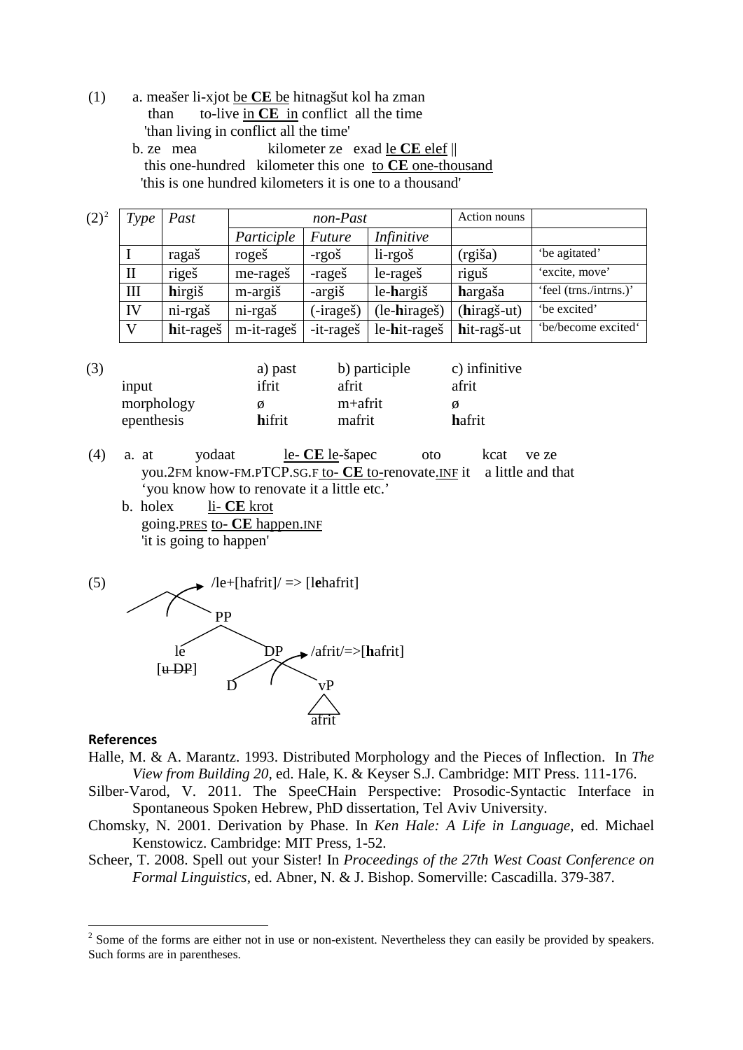(1) a. meašer li-xjot <u>be **CE** be</u> hitnagšut kol ha zman
than to-live <u>in **CE** in</u> conflict all the time
'than living in conflict all the time'

b. ze mea kilometer ze exad <u>le **CE** elef</u> ||
this one-hundred kilometer this one <u>to **CE** one-thousand</u>
'this is one hundred kilometers it is one to a thousand'

(2)[2]

| *Type* | *Past* | *non-Past* | | | Action nouns | |
|---|---|---|---|---|---|---|
| | | *Participle* | *Future* | *Infinitive* | | |
| I | ragaš | rogeš | -rgoš | li-rgoš | (rgiša) | 'be agitated' |
| II | rigeš | me-rageš | -rageš | le-rageš | riguš | 'excite, move' |
| III | **h**irgiš | m-argiš | -argiš | le-**h**argiš | **h**argaša | 'feel (trns./intrns.)' |
| IV | ni-rgaš | ni-rgaš | (-irageš) | (le-**h**irageš) | (**h**iragš-ut) | 'be excited' |
| V | **h**it-rageš | m-it-rageš | -it-rageš | le-**h**it-rageš | **h**it-ragš-ut | 'be/become excited' |

(3)

| | a) past | b) participle | c) infinitive |
|---|---|---|---|
| input | ifrit | afrit | afrit |
| morphology | ø | m+afrit | ø |
| epenthesis | **h**ifrit | mafrit | **h**afrit |

(4) a. at yodaat <u>le- **CE** le</u>-šapec oto kcat ve ze
you.2FM know-FM.PTCP.SG.F <u>to- **CE** to-</u>renovate.<u>INF</u> it a little and that
'you know how to renovate it a little etc.'

b. holex <u>li- **CE** krot</u>
going.<u>PRES</u> <u>to- **CE** happen.INF</u>
'it is going to happen'

(5) /le+[hafrit]/ => [l**e**hafrit]

PP
le [~~u DP~~]
DP /afrit/=>[**h**afrit]
D vP
afrit

**References**

Halle, M. & A. Marantz. 1993. Distributed Morphology and the Pieces of Inflection. In *The View from Building 20*, ed. Hale, K. & Keyser S.J. Cambridge: MIT Press. 111-176.

Silber-Varod, V. 2011. The SpeeCHain Perspective: Prosodic-Syntactic Interface in Spontaneous Spoken Hebrew, PhD dissertation, Tel Aviv University.

Chomsky, N. 2001. Derivation by Phase. In *Ken Hale: A Life in Language,* ed. Michael Kenstowicz. Cambridge: MIT Press, 1-52.

Scheer, T. 2008. Spell out your Sister! In *Proceedings of the 27th West Coast Conference on Formal Linguistics*, ed. Abner, N. & J. Bishop. Somerville: Cascadilla. 379-387.

---

[2] Some of the forms are either not in use or non-existent. Nevertheless they can easily be provided by speakers. Such forms are in parentheses.